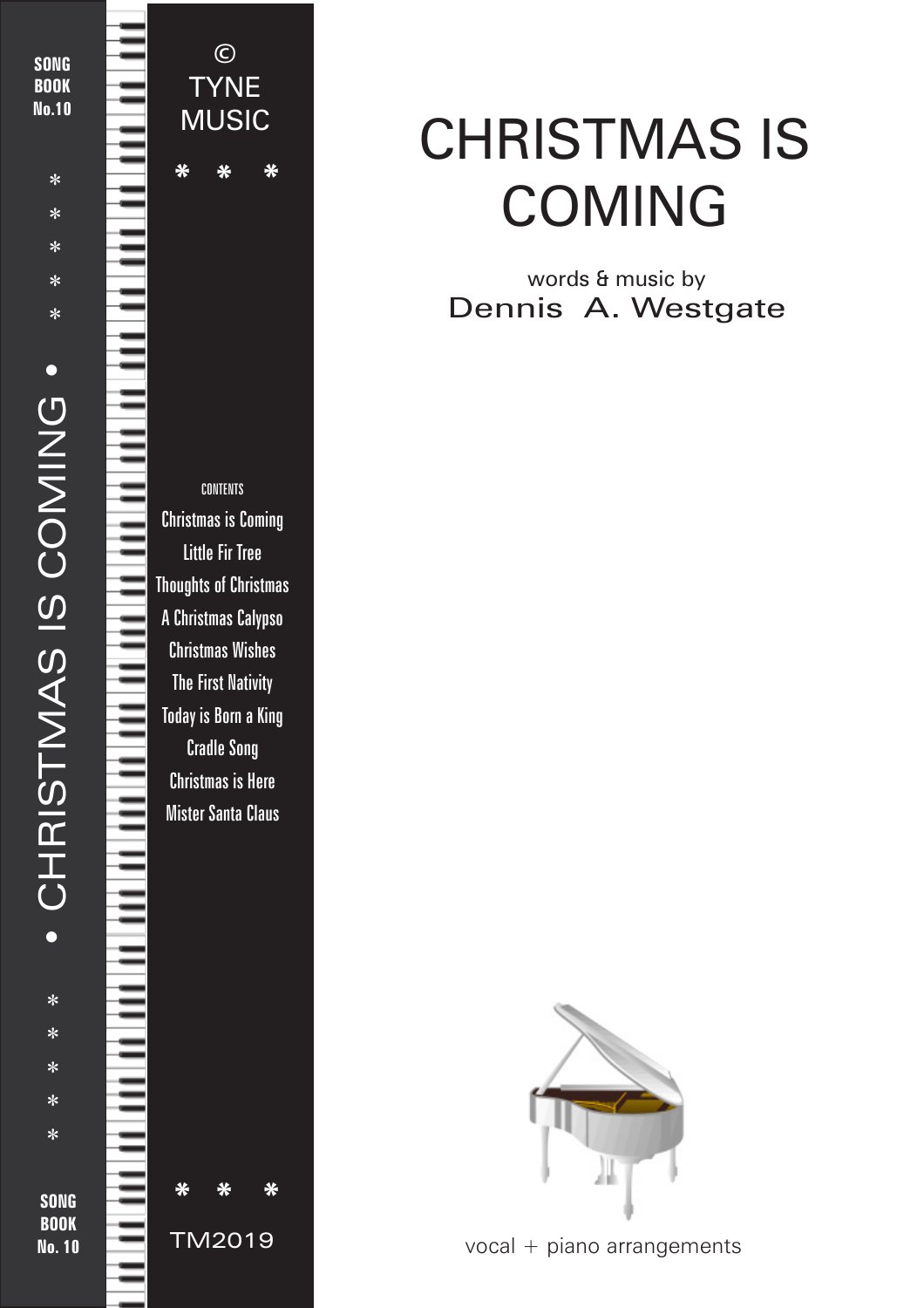SONG BOOK No.10

* * * * *

• CHRISTMAS IS COMING •

* * * * *

SONG BOOK No. 10

© TYNE MUSIC

* * *

CONTENTS

- Christmas is Coming
- Little Fir Tree
- Thoughts of Christmas
- A Christmas Calypso
- Christmas Wishes
- The First Nativity
- Today is Born a King
- Cradle Song
- Christmas is Here
- Mister Santa Claus

* * *

TM2019

# CHRISTMAS IS COMING

words & music by

Dennis A. Westgate

vocal + piano arrangements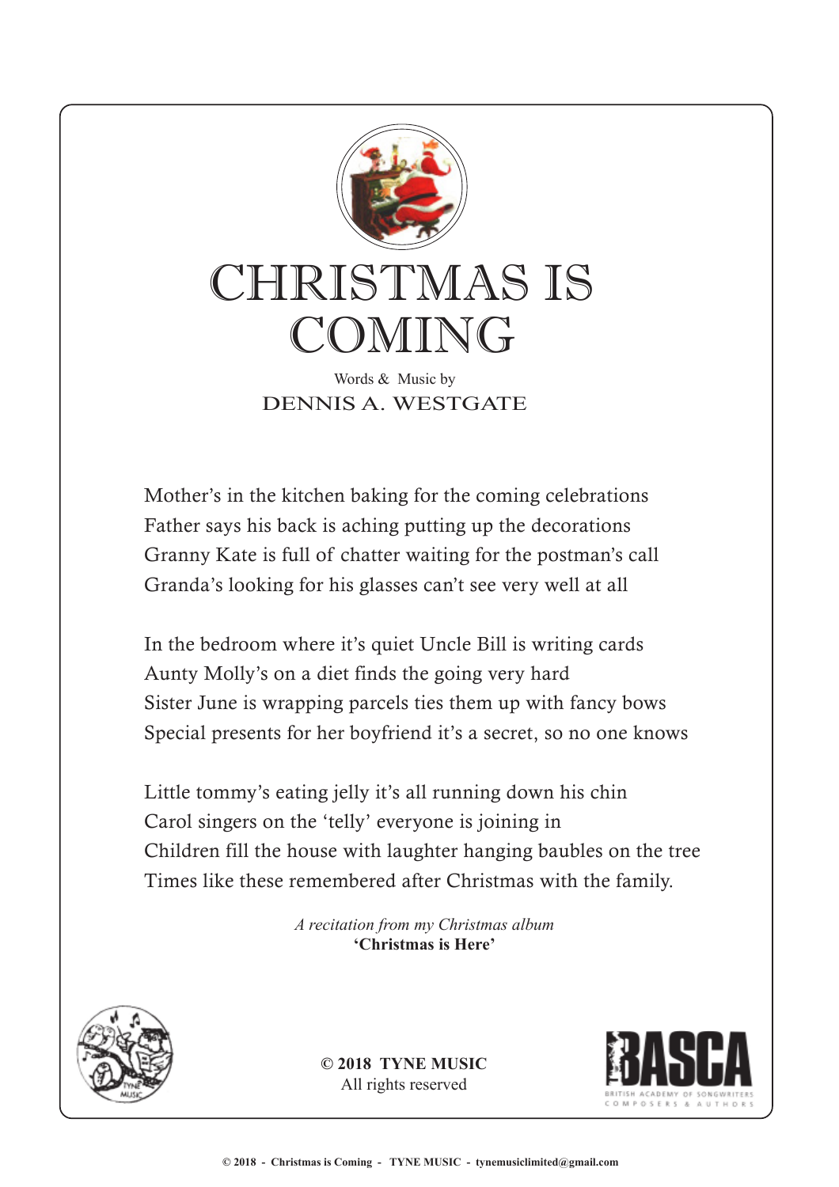# CHRISTMAS IS COMING

Words & Music by

DENNIS A. WESTGATE

Mother's in the kitchen baking for the coming celebrations
Father says his back is aching putting up the decorations
Granny Kate is full of chatter waiting for the postman's call
Granda's looking for his glasses can't see very well at all

In the bedroom where it's quiet Uncle Bill is writing cards
Aunty Molly's on a diet finds the going very hard
Sister June is wrapping parcels ties them up with fancy bows
Special presents for her boyfriend it's a secret, so no one knows

Little tommy's eating jelly it's all running down his chin
Carol singers on the 'telly' everyone is joining in
Children fill the house with laughter hanging baubles on the tree
Times like these remembered after Christmas with the family.

*A recitation from my Christmas album*
**'Christmas is Here'**

**© 2018 TYNE MUSIC**
All rights reserved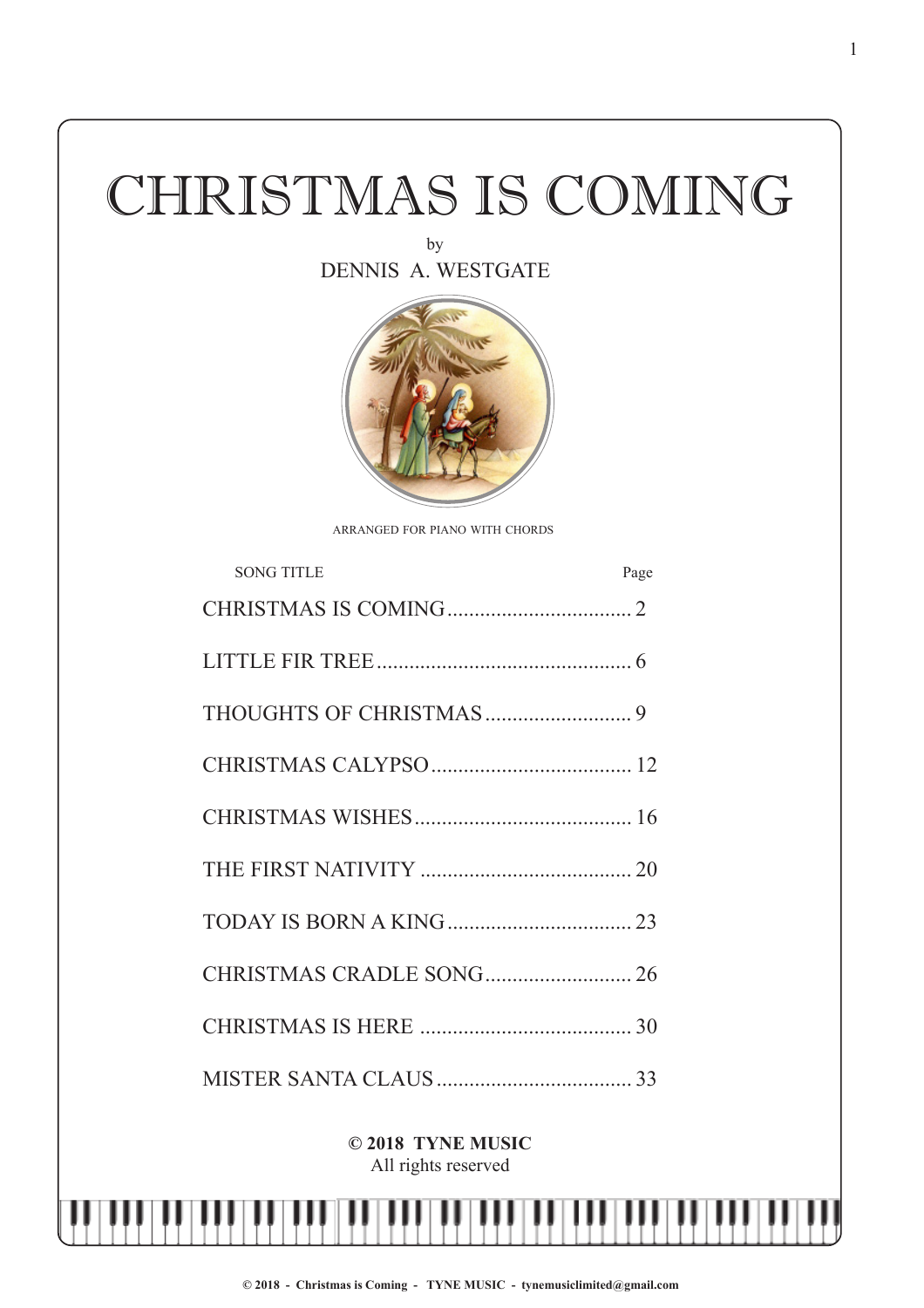# CHRISTMAS IS COMING

by

DENNIS A. WESTGATE

ARRANGED FOR PIANO WITH CHORDS

| SONG TITLE | Page |
|---|---|
| CHRISTMAS IS COMING | 2 |
| LITTLE FIR TREE | 6 |
| THOUGHTS OF CHRISTMAS | 9 |
| CHRISTMAS CALYPSO | 12 |
| CHRISTMAS WISHES | 16 |
| THE FIRST NATIVITY | 20 |
| TODAY IS BORN A KING | 23 |
| CHRISTMAS CRADLE SONG | 26 |
| CHRISTMAS IS HERE | 30 |
| MISTER SANTA CLAUS | 33 |

**© 2018 TYNE MUSIC**
All rights reserved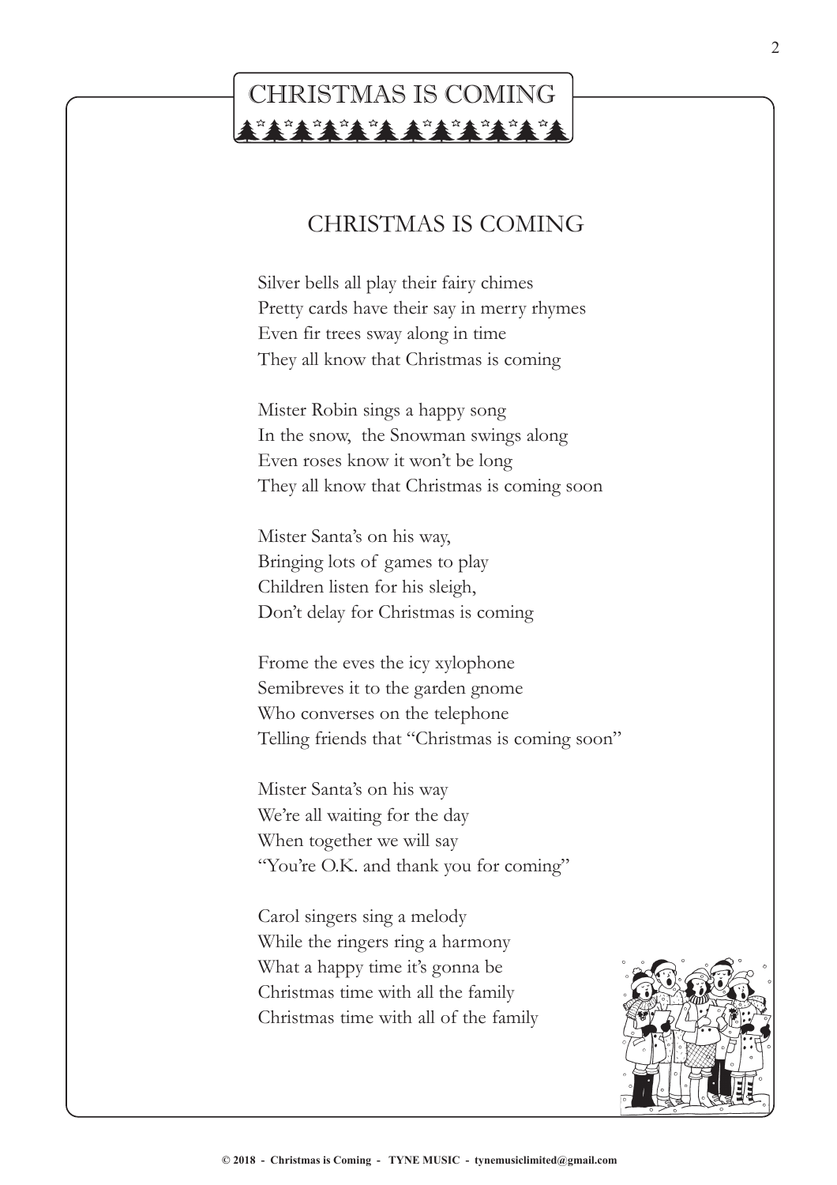# CHRISTMAS IS COMING

## CHRISTMAS IS COMING

Silver bells all play their fairy chimes
Pretty cards have their say in merry rhymes
Even fir trees sway along in time
They all know that Christmas is coming

Mister Robin sings a happy song
In the snow, the Snowman swings along
Even roses know it won't be long
They all know that Christmas is coming soon

Mister Santa's on his way,
Bringing lots of games to play
Children listen for his sleigh,
Don't delay for Christmas is coming

Frome the eves the icy xylophone
Semibreves it to the garden gnome
Who converses on the telephone
Telling friends that "Christmas is coming soon"

Mister Santa's on his way
We're all waiting for the day
When together we will say
"You're O.K. and thank you for coming"

Carol singers sing a melody
While the ringers ring a harmony
What a happy time it's gonna be
Christmas time with all the family
Christmas time with all of the family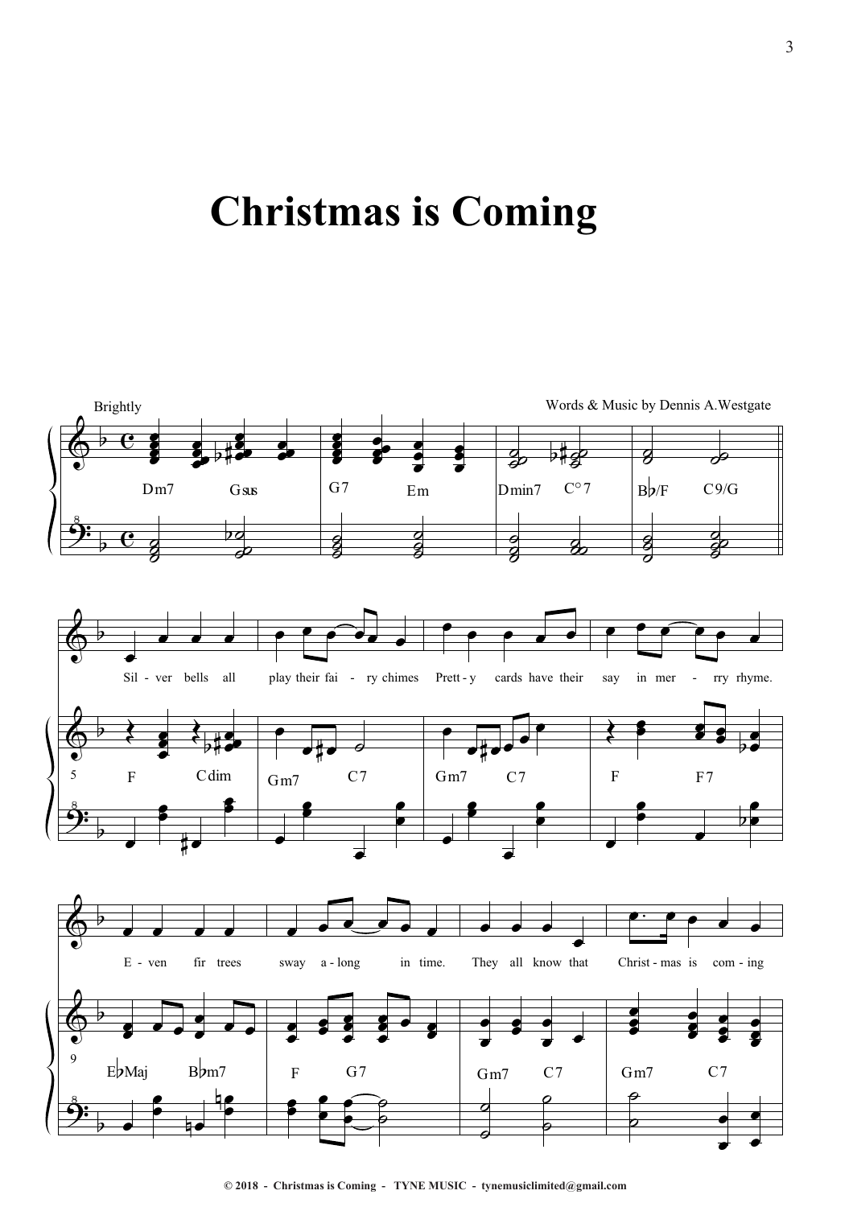# Christmas is Coming

Brightly

Words & Music by Dennis A.Westgate

Dm7 Gsus | G7 Em | Dmin7 C°7 | B♭/F C9/G

Sil - ver bells all play their fai - ry chimes Prett - y cards have their say in mer - rry rhyme.

F Cdim | Gm7 C7 | Gm7 C7 | F F7

E - ven fir trees sway a - long in time. They all know that Christ - mas is com - ing

E♭Maj B♭m7 | F G7 | Gm7 C7 | Gm7 C7

© 2018 - Christmas is Coming - TYNE MUSIC - tynemusiclimited@gmail.com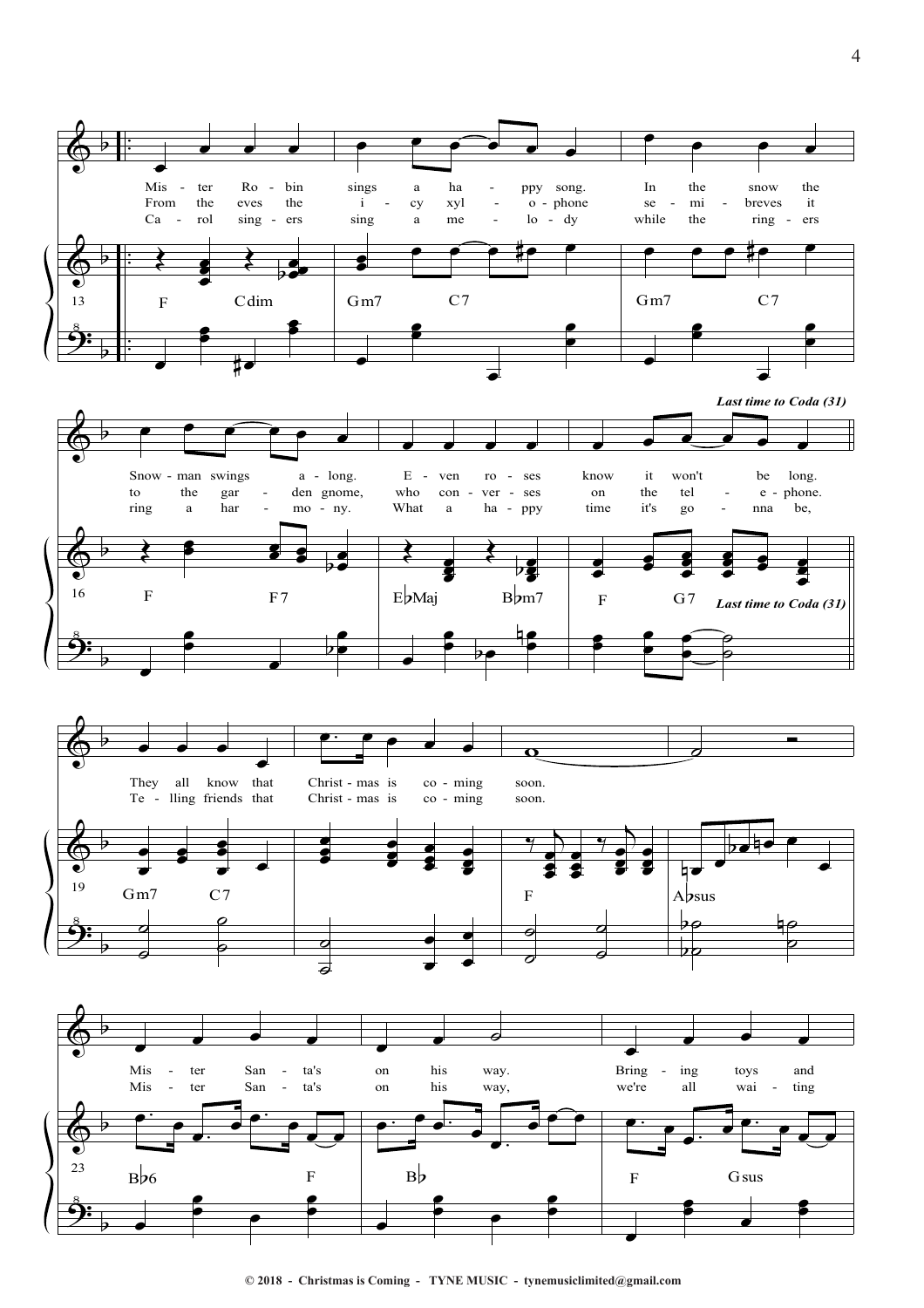*Last time to Coda (31)*

Mis - ter Ro - bin sings a ha - ppy song. In the snow the Snow - man swings a - long. E - ven ro - ses know it won't be long.
From the eves the i - cy xyl - o - phone se - mi - breves it to the gar - den gnome, who con - ver - ses on the tel - e - phone.
Ca - rol sing - ers sing a me - lo - dy while the ring - ers ring a har - mo - ny. What a ha - ppy time it's go - nna be,

They all know that Christ - mas is co - ming soon.
Te - lling friends that Christ - mas is co - ming soon.

Mis - ter San - ta's on his way. Bring - ing toys and
Mis - ter San - ta's on his way, we're all wai - ting

F Cdim Gm7 C7 Gm7 C7 F F7 E♭Maj B♭m7 F G7 Gm7 C7 F A♭sus B♭6 F B♭ F Gsus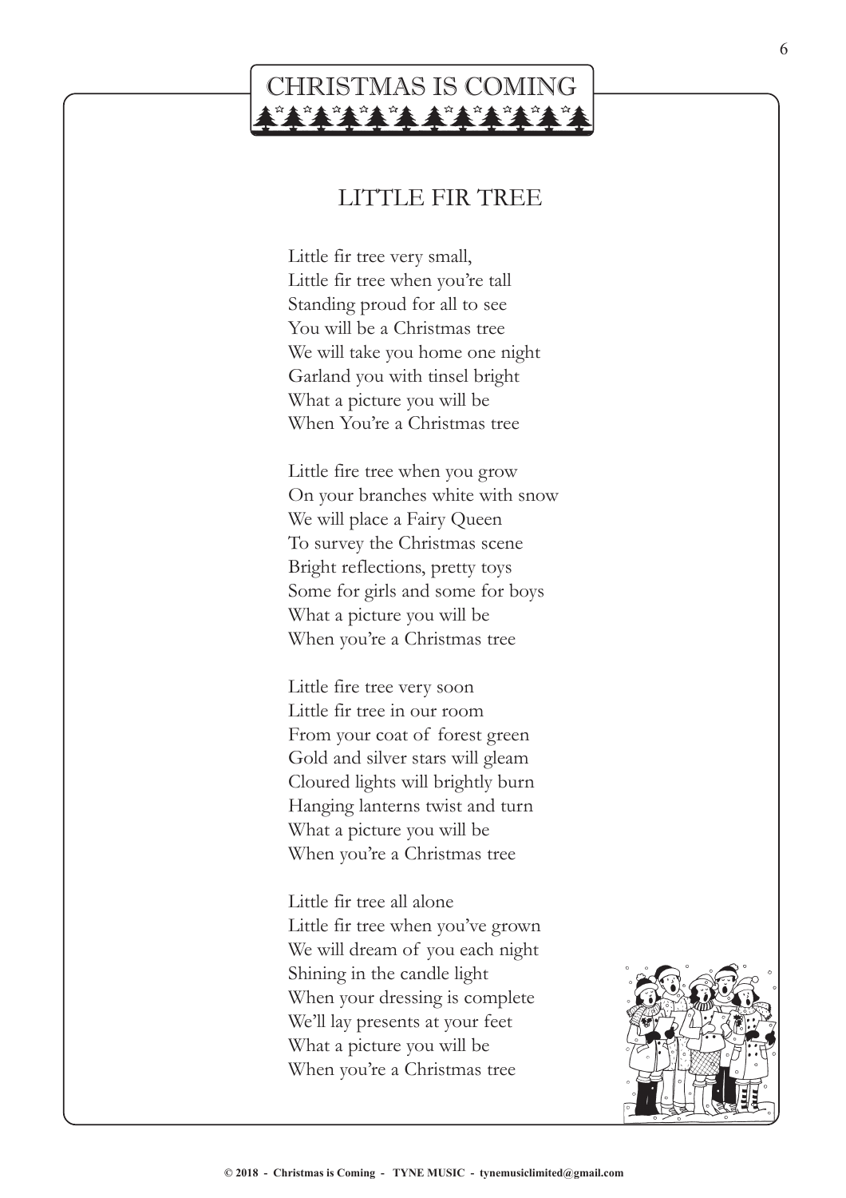# CHRISTMAS IS COMING

## LITTLE FIR TREE

Little fir tree very small,
Little fir tree when you're tall
Standing proud for all to see
You will be a Christmas tree
We will take you home one night
Garland you with tinsel bright
What a picture you will be
When You're a Christmas tree

Little fire tree when you grow
On your branches white with snow
We will place a Fairy Queen
To survey the Christmas scene
Bright reflections, pretty toys
Some for girls and some for boys
What a picture you will be
When you're a Christmas tree

Little fire tree very soon
Little fir tree in our room
From your coat of forest green
Gold and silver stars will gleam
Cloured lights will brightly burn
Hanging lanterns twist and turn
What a picture you will be
When you're a Christmas tree

Little fir tree all alone
Little fir tree when you've grown
We will dream of you each night
Shining in the candle light
When your dressing is complete
We'll lay presents at your feet
What a picture you will be
When you're a Christmas tree

**© 2018 - Christmas is Coming - TYNE MUSIC - tynemusiclimited@gmail.com**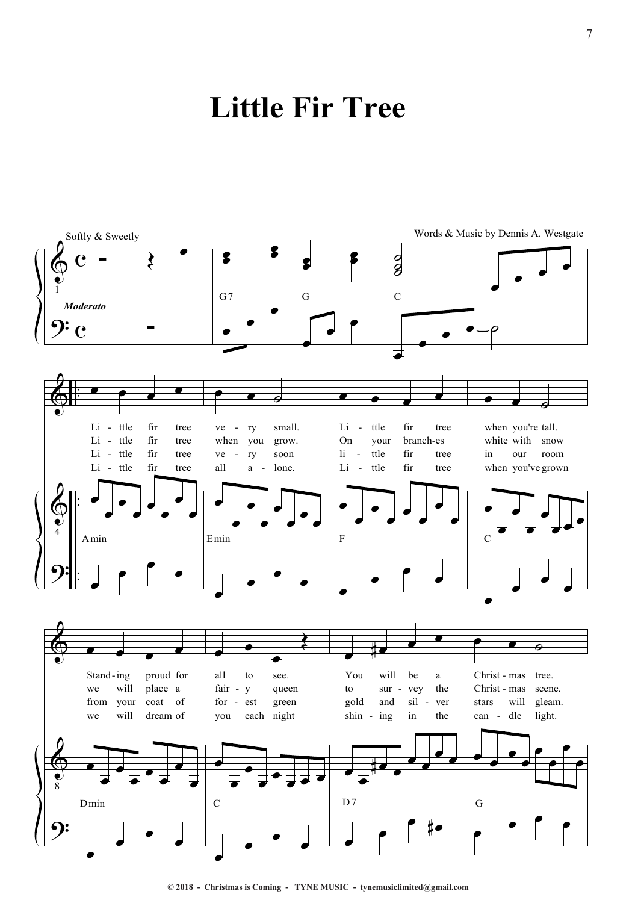# Little Fir Tree

Softly & Sweetly

Words & Music by Dennis A. Westgate

*Moderato*

G7 G C

Li - ttle fir tree ve - ry small. Li - ttle fir tree when you're tall.
Li - ttle fir tree when you grow. On your branch-es white with snow
Li - ttle fir tree ve - ry soon li - ttle fir tree in our room
Li - ttle fir tree all a - lone. Li - ttle fir tree when you've grown

Amin Emin F C

Stand-ing proud for all to see. You will be a Christ - mas tree.
we will place a fair - y queen to sur - vey the Christ - mas scene.
from your coat of for - est green gold and sil - ver stars will gleam.
we will dream of you each night shin - ing in the can - dle light.

Dmin C D7 G

© 2018 - Christmas is Coming - TYNE MUSIC - tynemusiclimited@gmail.com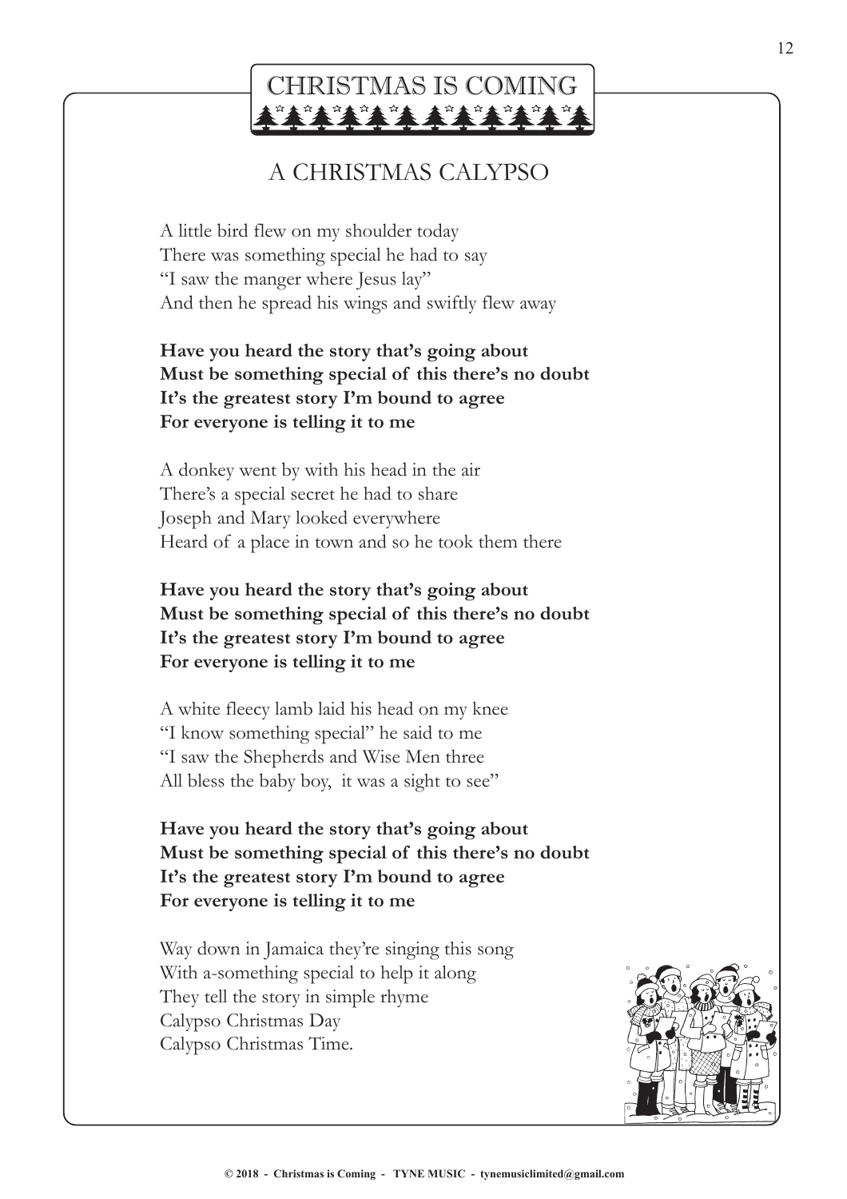# CHRISTMAS IS COMING

## A CHRISTMAS CALYPSO

A little bird flew on my shoulder today
There was something special he had to say
"I saw the manger where Jesus lay"
And then he spread his wings and swiftly flew away

**Have you heard the story that's going about**
**Must be something special of this there's no doubt**
**It's the greatest story I'm bound to agree**
**For everyone is telling it to me**

A donkey went by with his head in the air
There's a special secret he had to share
Joseph and Mary looked everywhere
Heard of a place in town and so he took them there

**Have you heard the story that's going about**
**Must be something special of this there's no doubt**
**It's the greatest story I'm bound to agree**
**For everyone is telling it to me**

A white fleecy lamb laid his head on my knee
"I know something special" he said to me
"I saw the Shepherds and Wise Men three
All bless the baby boy, it was a sight to see"

**Have you heard the story that's going about**
**Must be something special of this there's no doubt**
**It's the greatest story I'm bound to agree**
**For everyone is telling it to me**

Way down in Jamaica they're singing this song
With a-something special to help it along
They tell the story in simple rhyme
Calypso Christmas Day
Calypso Christmas Time.

**© 2018 - Christmas is Coming - TYNE MUSIC - tynemusiclimited@gmail.com**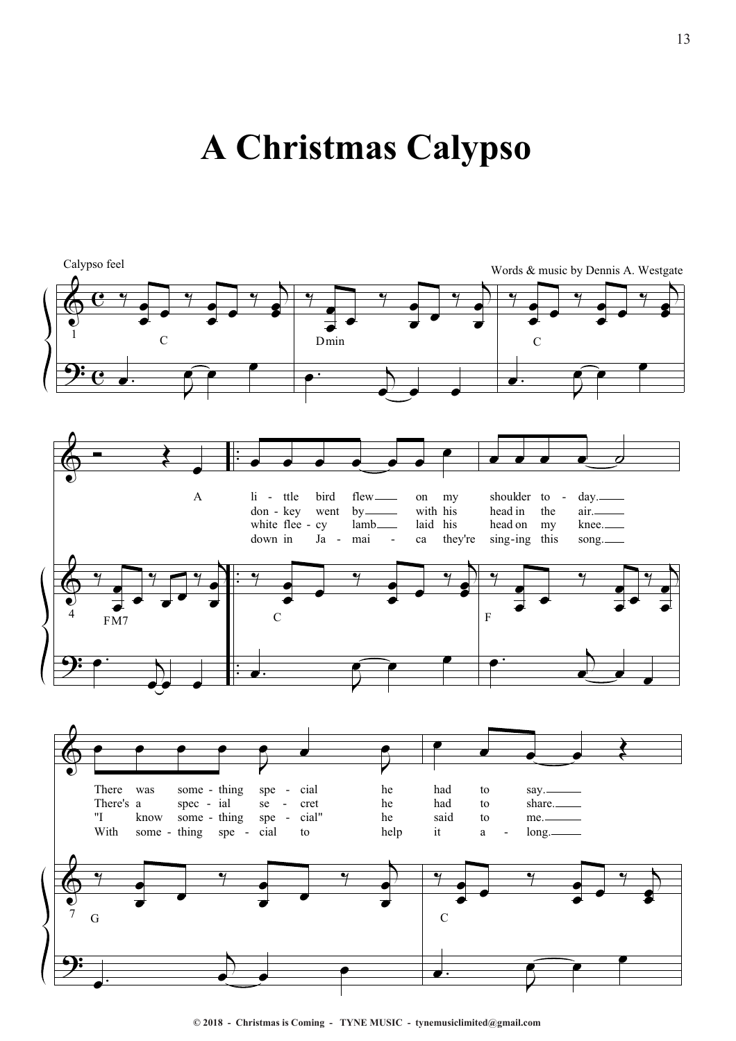# A Christmas Calypso

Calypso feel

Words & music by Dennis A. Westgate

C Dmin C FM7 C F G C

A li - ttle bird flew on my shoulder to - day.
don - key went by with his head in the air.
white flee - cy lamb laid his head on my knee.
down in Ja - mai - ca they're sing-ing this song.

There was some - thing spe - cial he had to say.
There's a spec - ial se - cret he had to share.
"I know some - thing spe - cial" he said to me.
With some - thing spe - cial to help it a - long.

© 2018 - Christmas is Coming - TYNE MUSIC - tynemusiclimited@gmail.com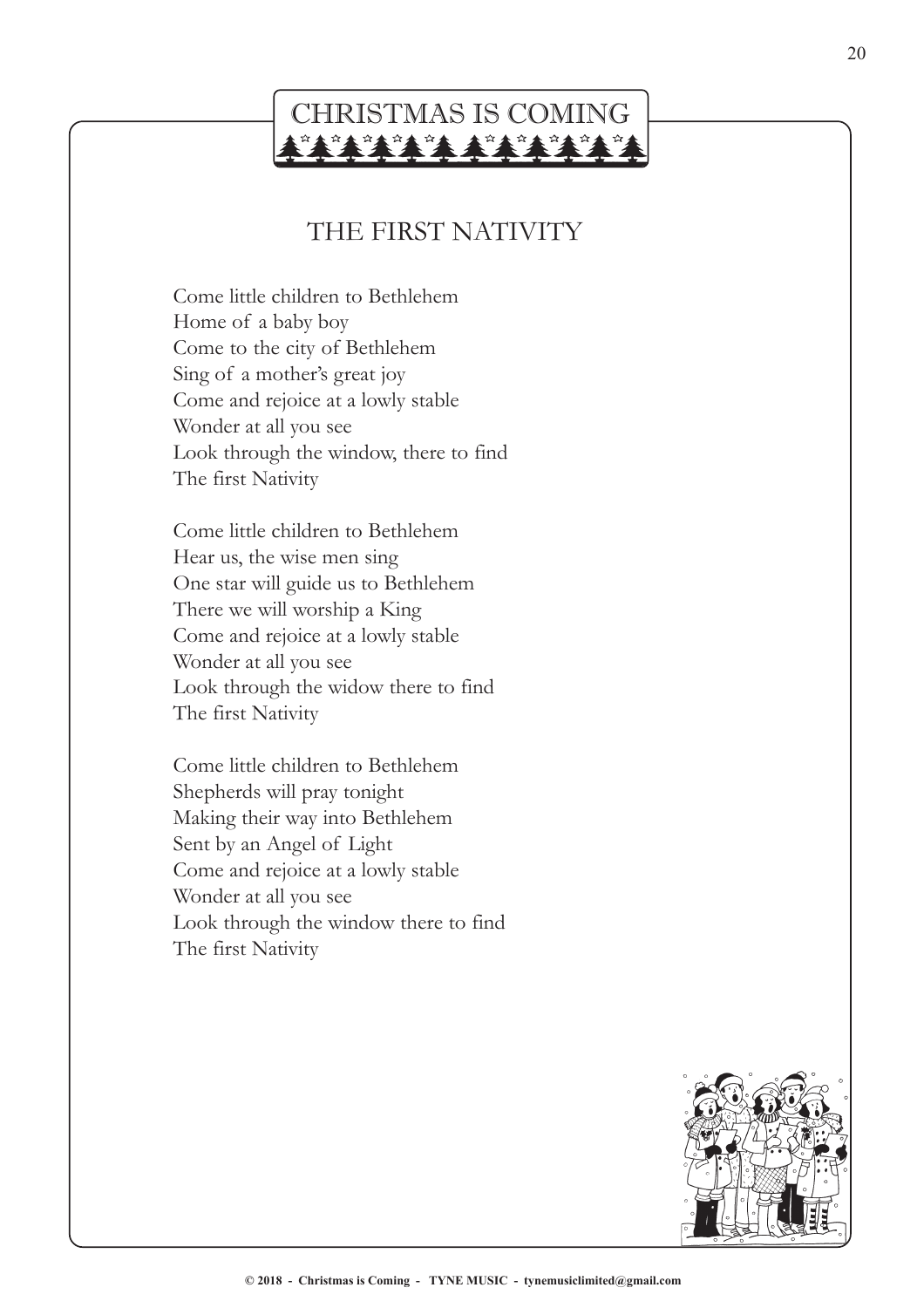# CHRISTMAS IS COMING

## THE FIRST NATIVITY

Come little children to Bethlehem
Home of a baby boy
Come to the city of Bethlehem
Sing of a mother's great joy
Come and rejoice at a lowly stable
Wonder at all you see
Look through the window, there to find
The first Nativity

Come little children to Bethlehem
Hear us, the wise men sing
One star will guide us to Bethlehem
There we will worship a King
Come and rejoice at a lowly stable
Wonder at all you see
Look through the widow there to find
The first Nativity

Come little children to Bethlehem
Shepherds will pray tonight
Making their way into Bethlehem
Sent by an Angel of Light
Come and rejoice at a lowly stable
Wonder at all you see
Look through the window there to find
The first Nativity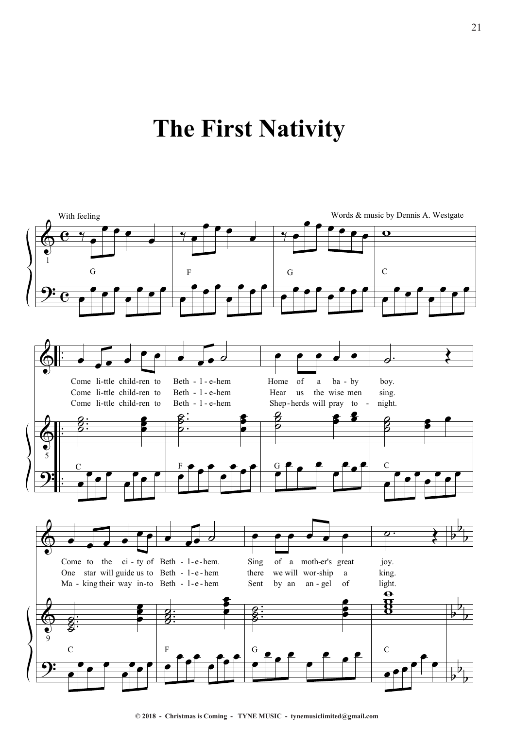# The First Nativity

With feeling

Words & music by Dennis A. Westgate

G F G C

C F G C

Come li-ttle child-ren to Beth - l - e-hem Home of a ba - by boy.
Come li-ttle child-ren to Beth - l - e-hem Hear us the wise men sing.
Come li-ttle child-ren to Beth - l - e-hem Shep-herds will pray to - night.

C F G C

Come to the ci - ty of Beth - l - e-hem. Sing of a moth-er's great joy.
One star will guide us to Beth - l - e-hem there we will wor-ship a king.
Ma - king their way in-to Beth - l - e-hem Sent by an an - gel of light.

© 2018 - Christmas is Coming - TYNE MUSIC - tynemusiclimited@gmail.com